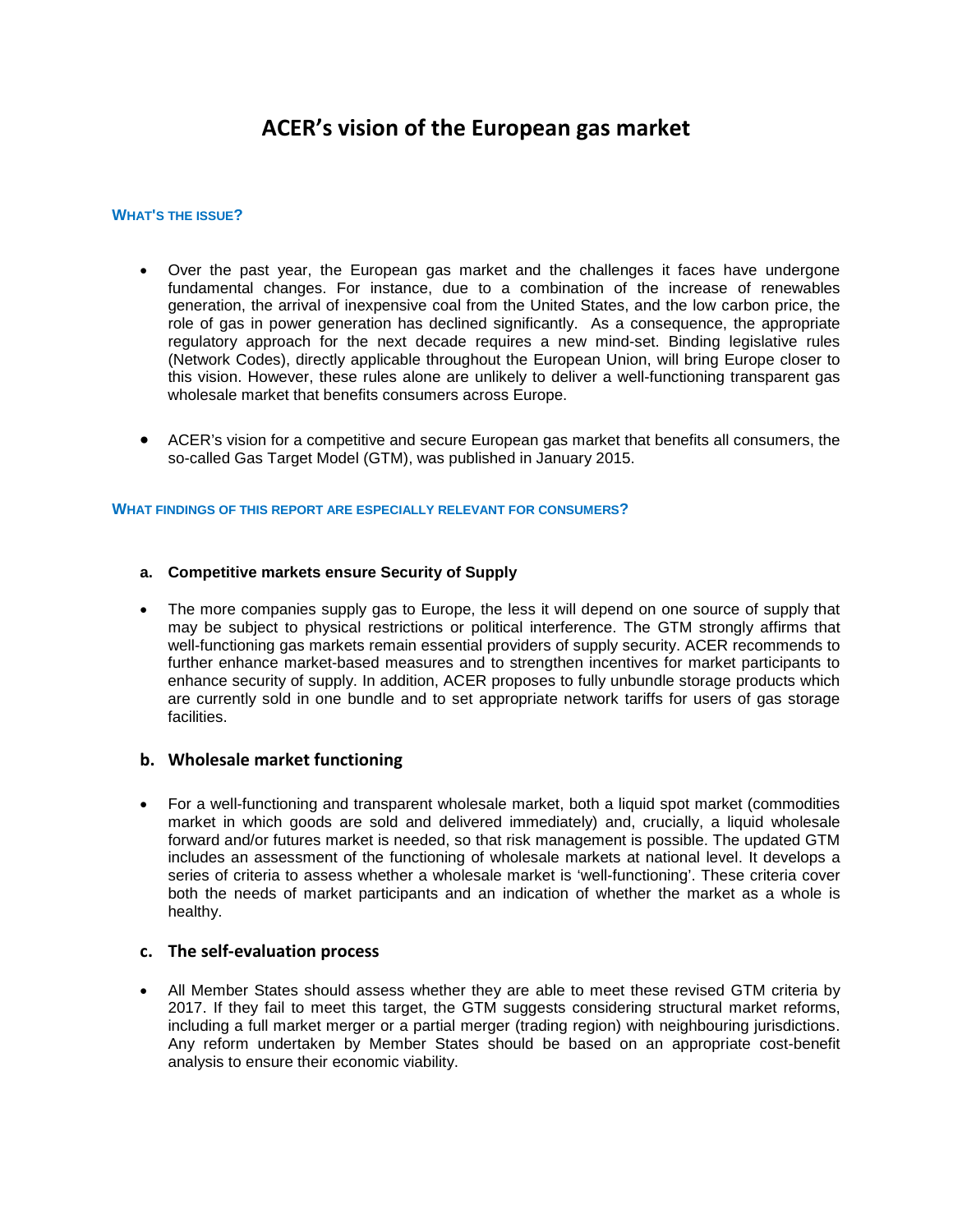# ACER's vision of the European gas market

## What's the issue?

- Over the past year, the European gas market and the challenges it faces have undergone fundamental changes. For instance, due to a combination of the increase of renewables generation, the arrival of inexpensive coal from the United States, and the low carbon price, the role of gas in power generation has declined significantly. As a consequence, the appropriate regulatory approach for the next decade requires a new mind-set. Binding legislative rules (Network Codes), directly applicable throughout the European Union, will bring Europe closer to this vision. However, these rules alone are unlikely to deliver a well-functioning transparent gas wholesale market that benefits consumers across Europe.

- ACER's vision for a competitive and secure European gas market that benefits all consumers, the so-called Gas Target Model (GTM), was published in January 2015.

## What findings of this report are especially relevant for consumers?

### a. Competitive markets ensure Security of Supply

- The more companies supply gas to Europe, the less it will depend on one source of supply that may be subject to physical restrictions or political interference. The GTM strongly affirms that well-functioning gas markets remain essential providers of supply security. ACER recommends to further enhance market-based measures and to strengthen incentives for market participants to enhance security of supply. In addition, ACER proposes to fully unbundle storage products which are currently sold in one bundle and to set appropriate network tariffs for users of gas storage facilities.

### b. Wholesale market functioning

- For a well-functioning and transparent wholesale market, both a liquid spot market (commodities market in which goods are sold and delivered immediately) and, crucially, a liquid wholesale forward and/or futures market is needed, so that risk management is possible. The updated GTM includes an assessment of the functioning of wholesale markets at national level. It develops a series of criteria to assess whether a wholesale market is 'well-functioning'. These criteria cover both the needs of market participants and an indication of whether the market as a whole is healthy.

### c. The self-evaluation process

- All Member States should assess whether they are able to meet these revised GTM criteria by 2017. If they fail to meet this target, the GTM suggests considering structural market reforms, including a full market merger or a partial merger (trading region) with neighbouring jurisdictions. Any reform undertaken by Member States should be based on an appropriate cost-benefit analysis to ensure their economic viability.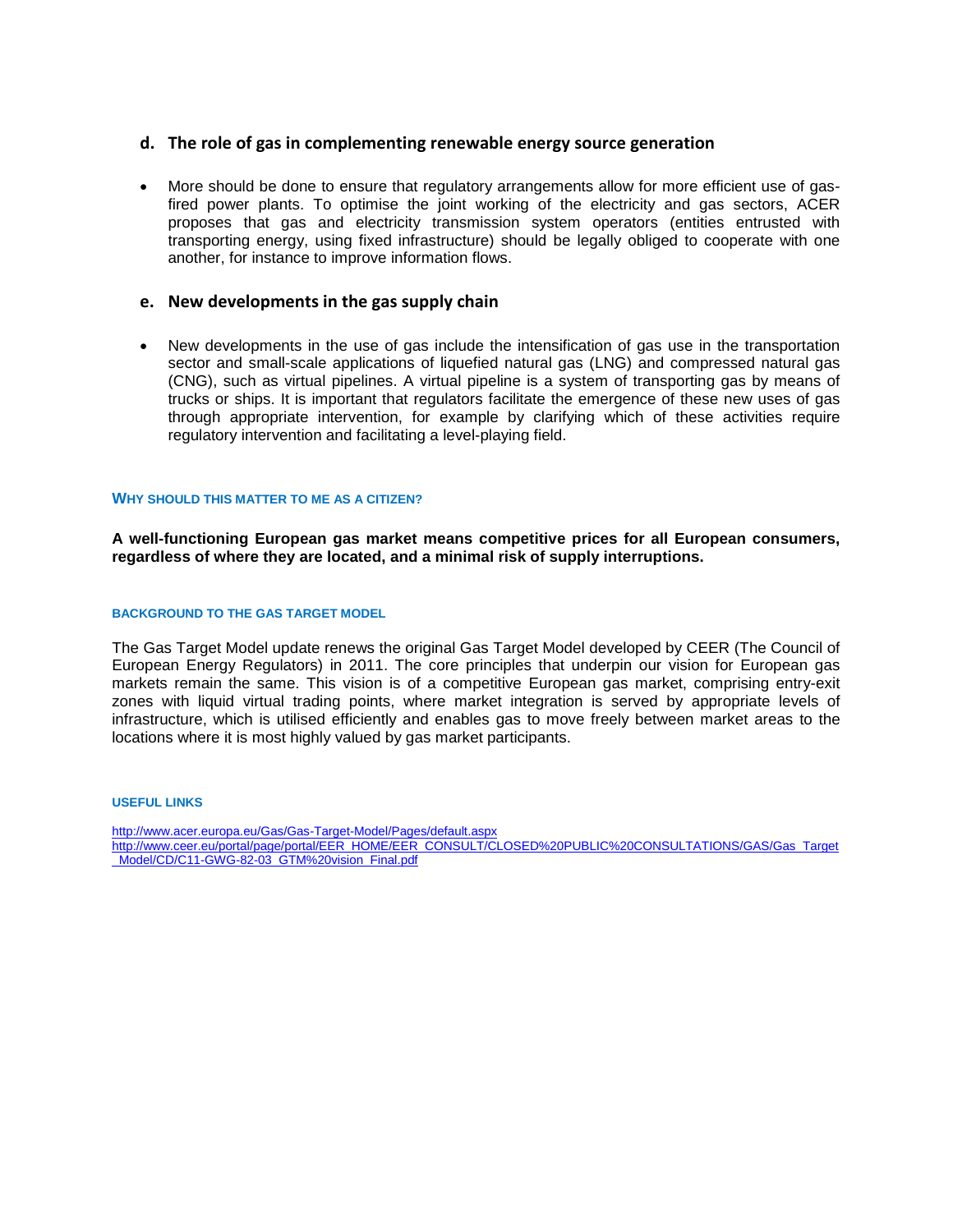### d. The role of gas in complementing renewable energy source generation

- More should be done to ensure that regulatory arrangements allow for more efficient use of gas-fired power plants. To optimise the joint working of the electricity and gas sectors, ACER proposes that gas and electricity transmission system operators (entities entrusted with transporting energy, using fixed infrastructure) should be legally obliged to cooperate with one another, for instance to improve information flows.

### e. New developments in the gas supply chain

- New developments in the use of gas include the intensification of gas use in the transportation sector and small-scale applications of liquefied natural gas (LNG) and compressed natural gas (CNG), such as virtual pipelines. A virtual pipeline is a system of transporting gas by means of trucks or ships. It is important that regulators facilitate the emergence of these new uses of gas through appropriate intervention, for example by clarifying which of these activities require regulatory intervention and facilitating a level-playing field.

#### WHY SHOULD THIS MATTER TO ME AS A CITIZEN?

**A well-functioning European gas market means competitive prices for all European consumers, regardless of where they are located, and a minimal risk of supply interruptions.**

#### BACKGROUND TO THE GAS TARGET MODEL

The Gas Target Model update renews the original Gas Target Model developed by CEER (The Council of European Energy Regulators) in 2011. The core principles that underpin our vision for European gas markets remain the same. This vision is of a competitive European gas market, comprising entry-exit zones with liquid virtual trading points, where market integration is served by appropriate levels of infrastructure, which is utilised efficiently and enables gas to move freely between market areas to the locations where it is most highly valued by gas market participants.

#### USEFUL LINKS

http://www.acer.europa.eu/Gas/Gas-Target-Model/Pages/default.aspx
http://www.ceer.eu/portal/page/portal/EER_HOME/EER_CONSULT/CLOSED%20PUBLIC%20CONSULTATIONS/GAS/Gas_Target_Model/CD/C11-GWG-82-03_GTM%20vision_Final.pdf